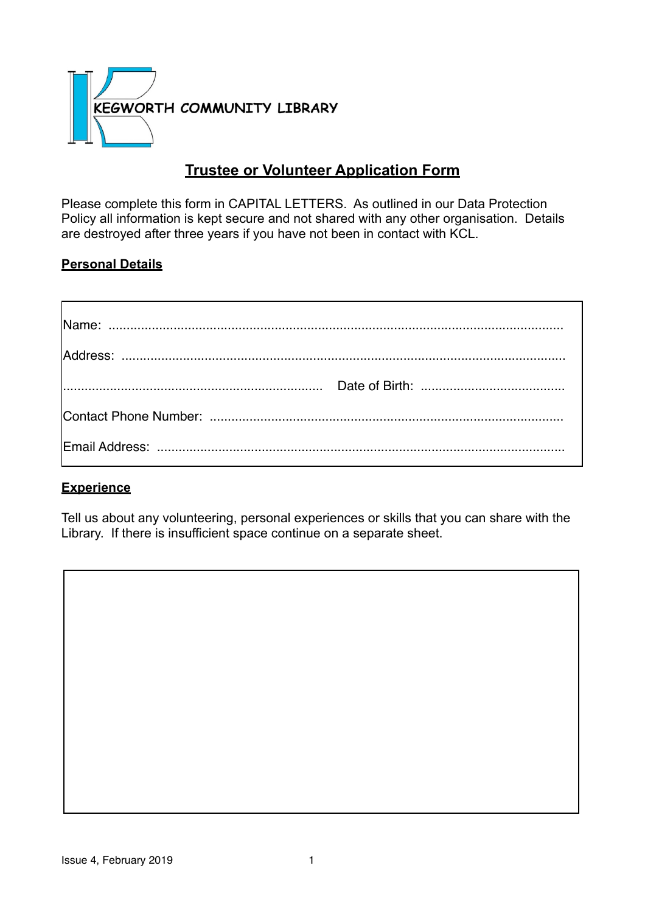KEGWORTH COMMUNITY LIBRARY

# Trustee or Volunteer Application Form

Please complete this form in CAPITAL LETTERS. As outlined in our Data Protection Policy all information is kept secure and not shared with any other organisation. Details are destroyed after three years if you have not been in contact with KCL.

## Personal Details

Name: ..............................................................................................................................

Address: ...........................................................................................................................

....................................................................... Date of Birth: ........................................

Contact Phone Number: .................................................................................................

Email Address: ................................................................................................................

## Experience

Tell us about any volunteering, personal experiences or skills that you can share with the Library. If there is insufficient space continue on a separate sheet.

Issue 4, February 2019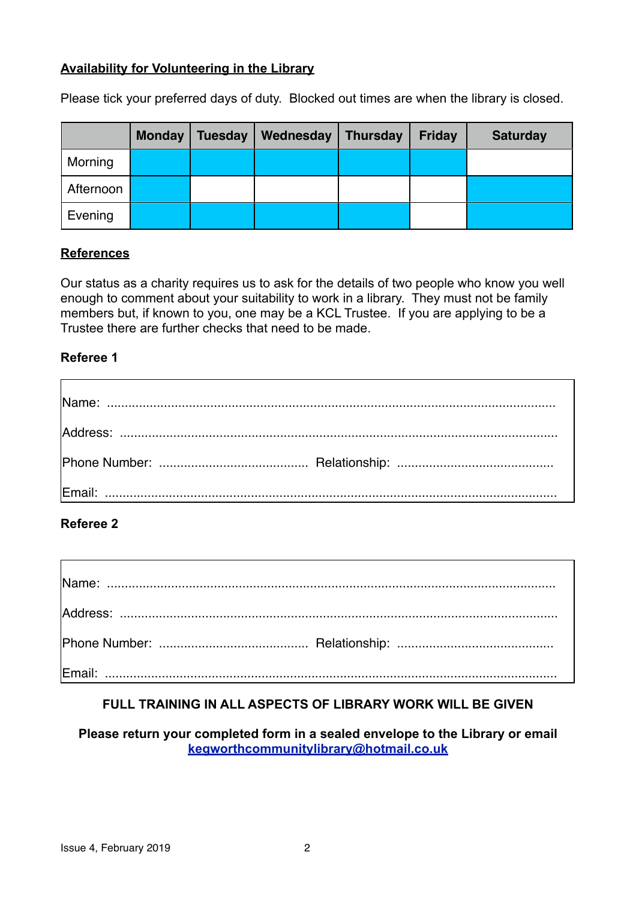**Availability for Volunteering in the Library**

Please tick your preferred days of duty. Blocked out times are when the library is closed.

| | Monday | Tuesday | Wednesday | Thursday | Friday | Saturday |
|---|---|---|---|---|---|---|
| Morning | | | | | | |
| Afternoon | | | | | | |
| Evening | | | | | | |

**References**

Our status as a charity requires us to ask for the details of two people who know you well enough to comment about your suitability to work in a library. They must not be family members but, if known to you, one may be a KCL Trustee. If you are applying to be a Trustee there are further checks that need to be made.

**Referee 1**

Name: ..............................................................................................................................

Address: ..........................................................................................................................

Phone Number: ......................................... Relationship: ...........................................

Email: ..............................................................................................................................

**Referee 2**

Name: ..............................................................................................................................

Address: ..........................................................................................................................

Phone Number: ......................................... Relationship: ...........................................

Email: ..............................................................................................................................

**FULL TRAINING IN ALL ASPECTS OF LIBRARY WORK WILL BE GIVEN**

**Please return your completed form in a sealed envelope to the Library or email [kegworthcommunitylibrary@hotmail.co.uk](mailto:kegworthcommunitylibrary@hotmail.co.uk)**

Issue 4, February 2019